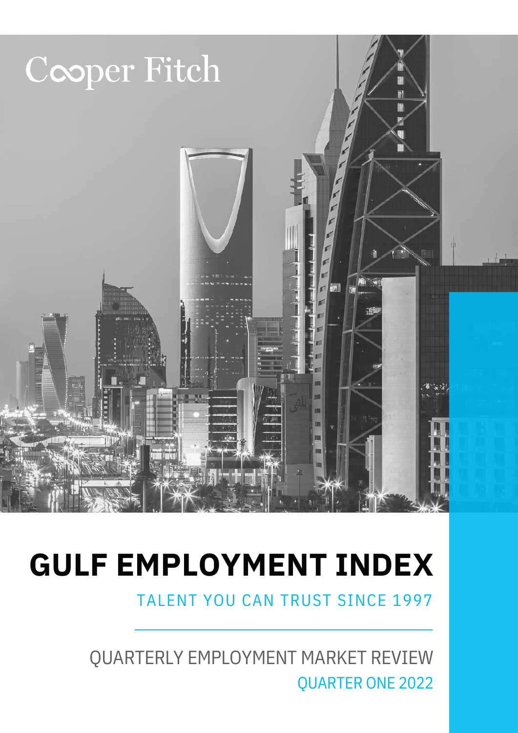Cooper Fitch

# GULF EMPLOYMENT INDEX

TALENT YOU CAN TRUST SINCE 1997

QUARTERLY EMPLOYMENT MARKET REVIEW

QUARTER ONE 2022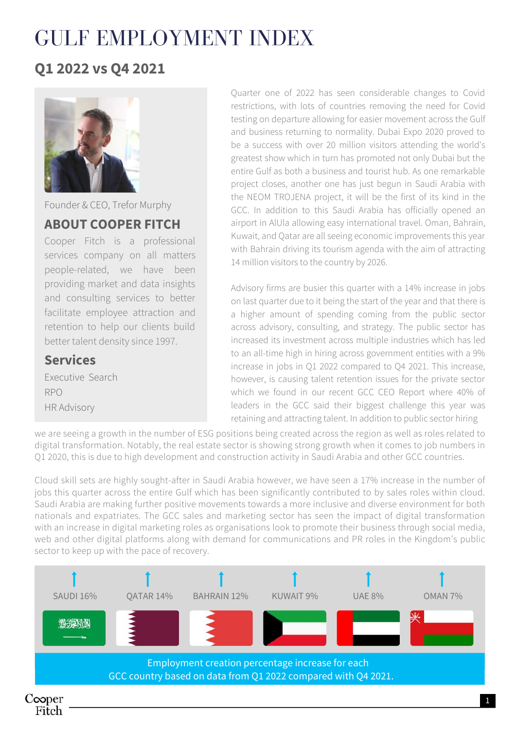# GULF EMPLOYMENT INDEX

## Q1 2022 vs Q4 2021

Founder & CEO, Trefor Murphy

### ABOUT COOPER FITCH

Cooper Fitch is a professional services company on all matters people-related, we have been providing market and data insights and consulting services to better facilitate employee attraction and retention to help our clients build better talent density since 1997.

### Services

Executive Search
RPO
HR Advisory

Quarter one of 2022 has seen considerable changes to Covid restrictions, with lots of countries removing the need for Covid testing on departure allowing for easier movement across the Gulf and business returning to normality. Dubai Expo 2020 proved to be a success with over 20 million visitors attending the world's greatest show which in turn has promoted not only Dubai but the entire Gulf as both a business and tourist hub. As one remarkable project closes, another one has just begun in Saudi Arabia with the NEOM TROJENA project, it will be the first of its kind in the GCC. In addition to this Saudi Arabia has officially opened an airport in AlUla allowing easy international travel. Oman, Bahrain, Kuwait, and Qatar are all seeing economic improvements this year with Bahrain driving its tourism agenda with the aim of attracting 14 million visitors to the country by 2026.

Advisory firms are busier this quarter with a 14% increase in jobs on last quarter due to it being the start of the year and that there is a higher amount of spending coming from the public sector across advisory, consulting, and strategy. The public sector has increased its investment across multiple industries which has led to an all-time high in hiring across government entities with a 9% increase in jobs in Q1 2022 compared to Q4 2021. This increase, however, is causing talent retention issues for the private sector which we found in our recent GCC CEO Report where 40% of leaders in the GCC said their biggest challenge this year was retaining and attracting talent. In addition to public sector hiring we are seeing a growth in the number of ESG positions being created across the region as well as roles related to digital transformation. Notably, the real estate sector is showing strong growth when it comes to job numbers in Q1 2020, this is due to high development and construction activity in Saudi Arabia and other GCC countries.

Cloud skill sets are highly sought-after in Saudi Arabia however, we have seen a 17% increase in the number of jobs this quarter across the entire Gulf which has been significantly contributed to by sales roles within cloud. Saudi Arabia are making further positive movements towards a more inclusive and diverse environment for both nationals and expatriates. The GCC sales and marketing sector has seen the impact of digital transformation with an increase in digital marketing roles as organisations look to promote their business through social media, web and other digital platforms along with demand for communications and PR roles in the Kingdom's public sector to keep up with the pace of recovery.

| SAUDI 16% | QATAR 14% | BAHRAIN 12% | KUWAIT 9% | UAE 8% | OMAN 7% |
|---|---|---|---|---|---|

Employment creation percentage increase for each GCC country based on data from Q1 2022 compared with Q4 2021.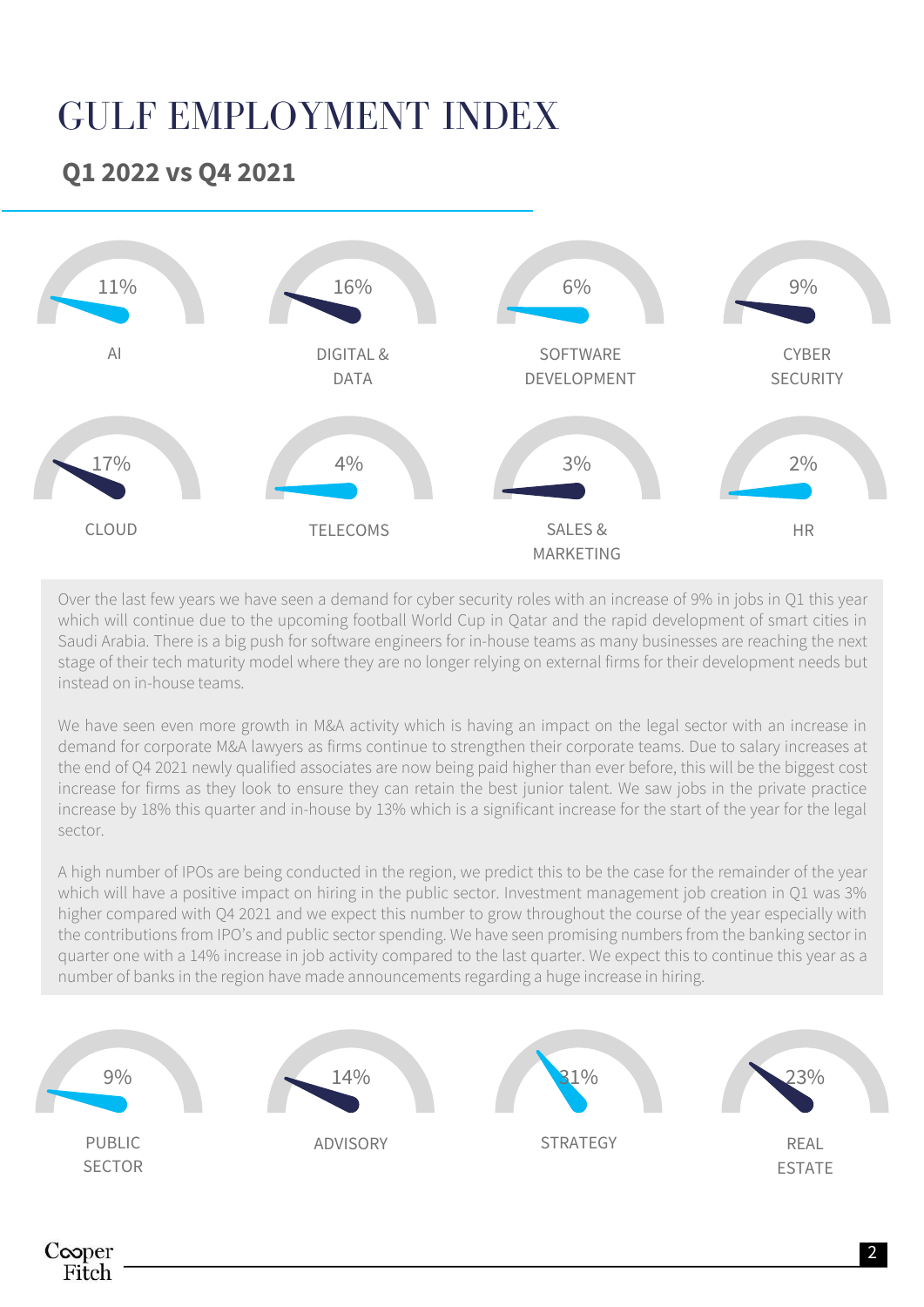# GULF EMPLOYMENT INDEX

## Q1 2022 vs Q4 2021

| Sector | Change |
|---|---|
| AI | 11% |
| DIGITAL & DATA | 16% |
| SOFTWARE DEVELOPMENT | 6% |
| CYBER SECURITY | 9% |
| CLOUD | 17% |
| TELECOMS | 4% |
| SALES & MARKETING | 3% |
| HR | 2% |

Over the last few years we have seen a demand for cyber security roles with an increase of 9% in jobs in Q1 this year which will continue due to the upcoming football World Cup in Qatar and the rapid development of smart cities in Saudi Arabia. There is a big push for software engineers for in-house teams as many businesses are reaching the next stage of their tech maturity model where they are no longer relying on external firms for their development needs but instead on in-house teams.

We have seen even more growth in M&A activity which is having an impact on the legal sector with an increase in demand for corporate M&A lawyers as firms continue to strengthen their corporate teams. Due to salary increases at the end of Q4 2021 newly qualified associates are now being paid higher than ever before, this will be the biggest cost increase for firms as they look to ensure they can retain the best junior talent. We saw jobs in the private practice increase by 18% this quarter and in-house by 13% which is a significant increase for the start of the year for the legal sector.

A high number of IPOs are being conducted in the region, we predict this to be the case for the remainder of the year which will have a positive impact on hiring in the public sector. Investment management job creation in Q1 was 3% higher compared with Q4 2021 and we expect this number to grow throughout the course of the year especially with the contributions from IPO's and public sector spending. We have seen promising numbers from the banking sector in quarter one with a 14% increase in job activity compared to the last quarter. We expect this to continue this year as a number of banks in the region have made announcements regarding a huge increase in hiring.

| Sector | Change |
|---|---|
| PUBLIC SECTOR | 9% |
| ADVISORY | 14% |
| STRATEGY | 31% |
| REAL ESTATE | 23% |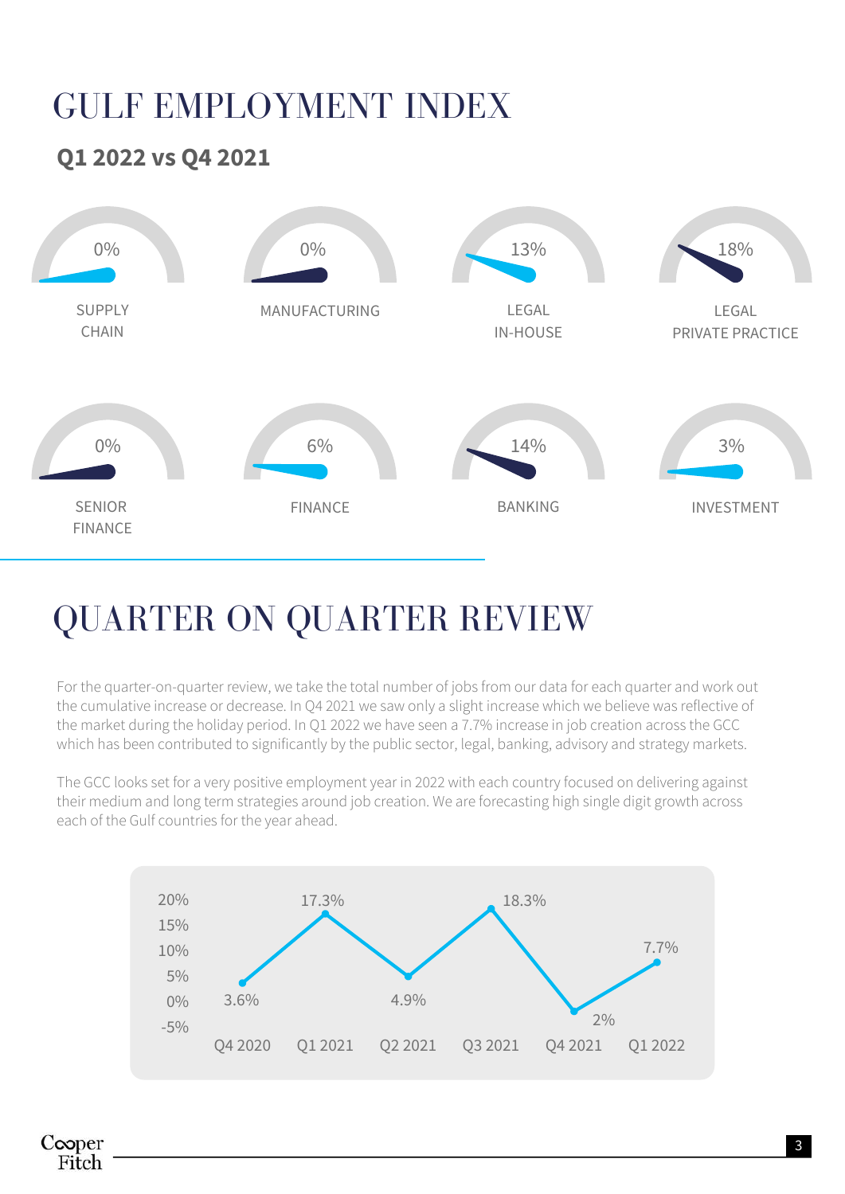# GULF EMPLOYMENT INDEX

## Q1 2022 vs Q4 2021

| Sector | Change |
|---|---|
| SUPPLY CHAIN | 0% |
| MANUFACTURING | 0% |
| LEGAL IN-HOUSE | 13% |
| LEGAL PRIVATE PRACTICE | 18% |
| SENIOR FINANCE | 0% |
| FINANCE | 6% |
| BANKING | 14% |
| INVESTMENT | 3% |

# QUARTER ON QUARTER REVIEW

For the quarter-on-quarter review, we take the total number of jobs from our data for each quarter and work out the cumulative increase or decrease. In Q4 2021 we saw only a slight increase which we believe was reflective of the market during the holiday period. In Q1 2022 we have seen a 7.7% increase in job creation across the GCC which has been contributed to significantly by the public sector, legal, banking, advisory and strategy markets.

The GCC looks set for a very positive employment year in 2022 with each country focused on delivering against their medium and long term strategies around job creation. We are forecasting high single digit growth across each of the Gulf countries for the year ahead.

| Quarter | Change |
|---|---|
| Q4 2020 | 3.6% |
| Q1 2021 | 17.3% |
| Q2 2021 | 4.9% |
| Q3 2021 | 18.3% |
| Q4 2021 | 2% |
| Q1 2022 | 7.7% |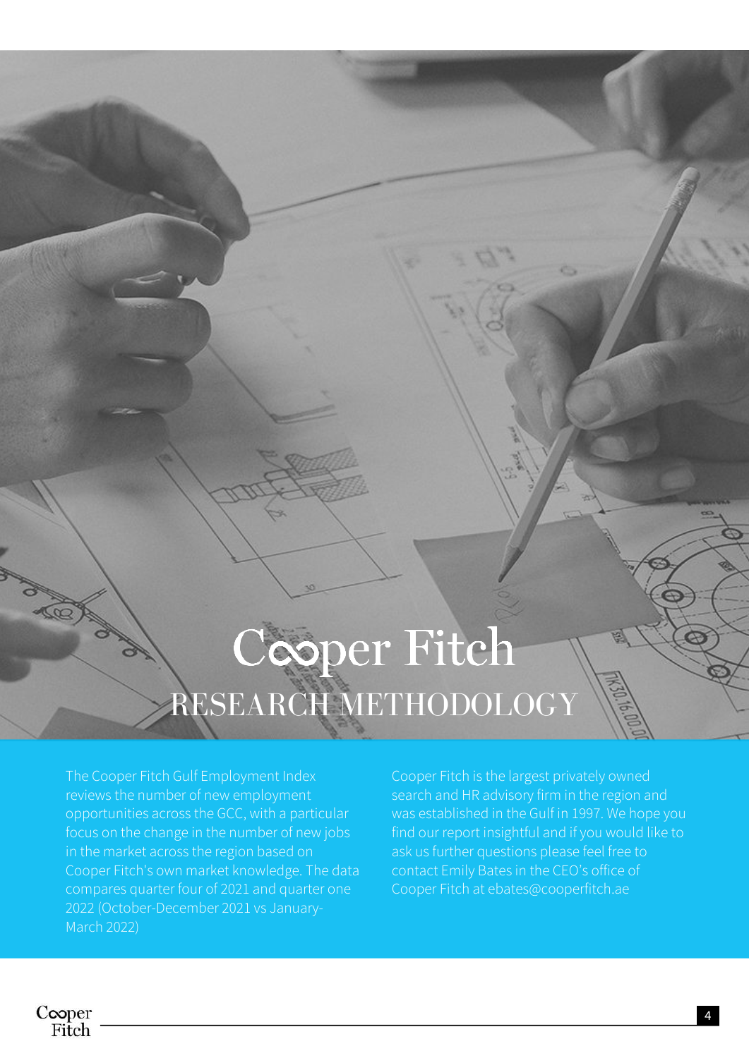# Cooper Fitch

## RESEARCH METHODOLOGY

The Cooper Fitch Gulf Employment Index reviews the number of new employment opportunities across the GCC, with a particular focus on the change in the number of new jobs in the market across the region based on Cooper Fitch's own market knowledge. The data compares quarter four of 2021 and quarter one 2022 (October-December 2021 vs January-March 2022)

Cooper Fitch is the largest privately owned search and HR advisory firm in the region and was established in the Gulf in 1997. We hope you find our report insightful and if you would like to ask us further questions please feel free to contact Emily Bates in the CEO's office of Cooper Fitch at ebates@cooperfitch.ae